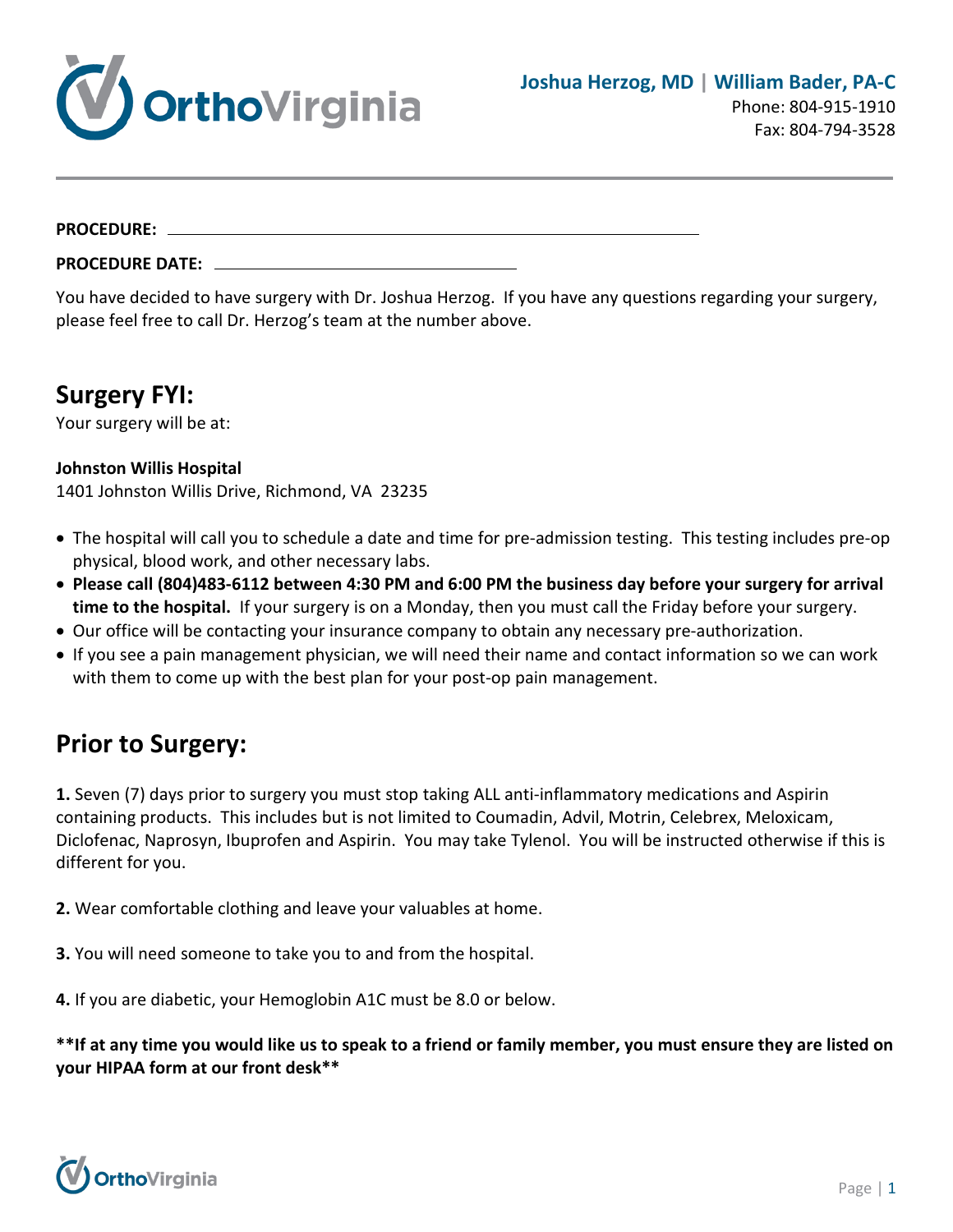**Joshua Herzog, MD | William Bader, PA-C**
Phone: 804-915-1910
Fax: 804-794-3528

**PROCEDURE:** ______________________________________________

**PROCEDURE DATE:** ____________________________

You have decided to have surgery with Dr. Joshua Herzog. If you have any questions regarding your surgery, please feel free to call Dr. Herzog's team at the number above.

## Surgery FYI:

Your surgery will be at:

**Johnston Willis Hospital**
1401 Johnston Willis Drive, Richmond, VA 23235

- The hospital will call you to schedule a date and time for pre-admission testing. This testing includes pre-op physical, blood work, and other necessary labs.
- **Please call (804)483-6112 between 4:30 PM and 6:00 PM the business day before your surgery for arrival time to the hospital.** If your surgery is on a Monday, then you must call the Friday before your surgery.
- Our office will be contacting your insurance company to obtain any necessary pre-authorization.
- If you see a pain management physician, we will need their name and contact information so we can work with them to come up with the best plan for your post-op pain management.

## Prior to Surgery:

**1.** Seven (7) days prior to surgery you must stop taking ALL anti-inflammatory medications and Aspirin containing products. This includes but is not limited to Coumadin, Advil, Motrin, Celebrex, Meloxicam, Diclofenac, Naprosyn, Ibuprofen and Aspirin. You may take Tylenol. You will be instructed otherwise if this is different for you.

**2.** Wear comfortable clothing and leave your valuables at home.

**3.** You will need someone to take you to and from the hospital.

**4.** If you are diabetic, your Hemoglobin A1C must be 8.0 or below.

**\*\*If at any time you would like us to speak to a friend or family member, you must ensure they are listed on your HIPAA form at our front desk\*\***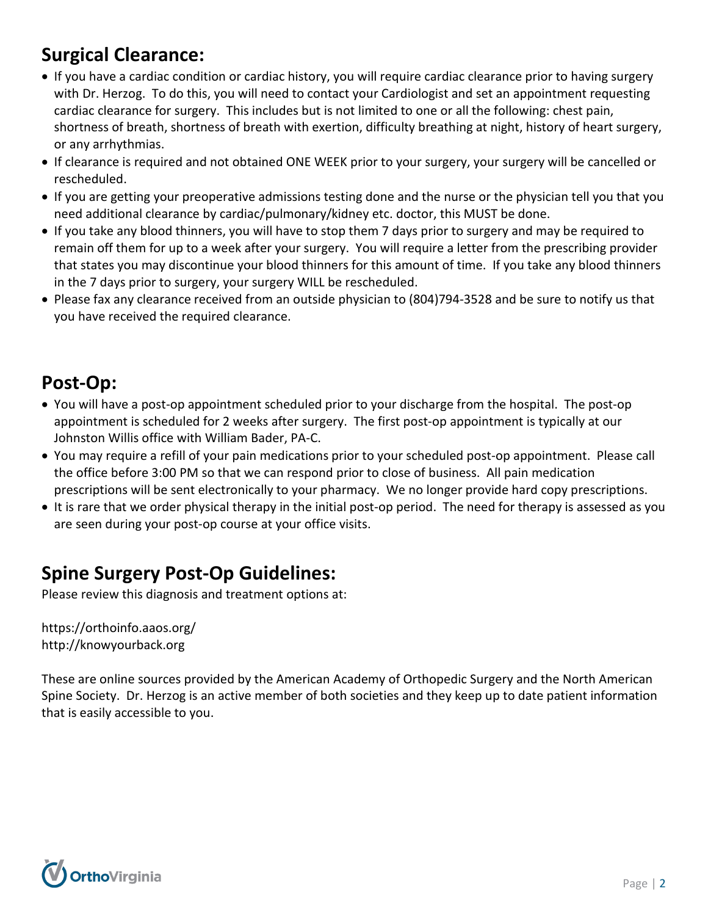## Surgical Clearance:

- If you have a cardiac condition or cardiac history, you will require cardiac clearance prior to having surgery with Dr. Herzog. To do this, you will need to contact your Cardiologist and set an appointment requesting cardiac clearance for surgery. This includes but is not limited to one or all the following: chest pain, shortness of breath, shortness of breath with exertion, difficulty breathing at night, history of heart surgery, or any arrhythmias.
- If clearance is required and not obtained ONE WEEK prior to your surgery, your surgery will be cancelled or rescheduled.
- If you are getting your preoperative admissions testing done and the nurse or the physician tell you that you need additional clearance by cardiac/pulmonary/kidney etc. doctor, this MUST be done.
- If you take any blood thinners, you will have to stop them 7 days prior to surgery and may be required to remain off them for up to a week after your surgery. You will require a letter from the prescribing provider that states you may discontinue your blood thinners for this amount of time. If you take any blood thinners in the 7 days prior to surgery, your surgery WILL be rescheduled.
- Please fax any clearance received from an outside physician to (804)794-3528 and be sure to notify us that you have received the required clearance.

## Post-Op:

- You will have a post-op appointment scheduled prior to your discharge from the hospital. The post-op appointment is scheduled for 2 weeks after surgery. The first post-op appointment is typically at our Johnston Willis office with William Bader, PA-C.
- You may require a refill of your pain medications prior to your scheduled post-op appointment. Please call the office before 3:00 PM so that we can respond prior to close of business. All pain medication prescriptions will be sent electronically to your pharmacy. We no longer provide hard copy prescriptions.
- It is rare that we order physical therapy in the initial post-op period. The need for therapy is assessed as you are seen during your post-op course at your office visits.

## Spine Surgery Post-Op Guidelines:

Please review this diagnosis and treatment options at:

https://orthoinfo.aaos.org/
http://knowyourback.org

These are online sources provided by the American Academy of Orthopedic Surgery and the North American Spine Society. Dr. Herzog is an active member of both societies and they keep up to date patient information that is easily accessible to you.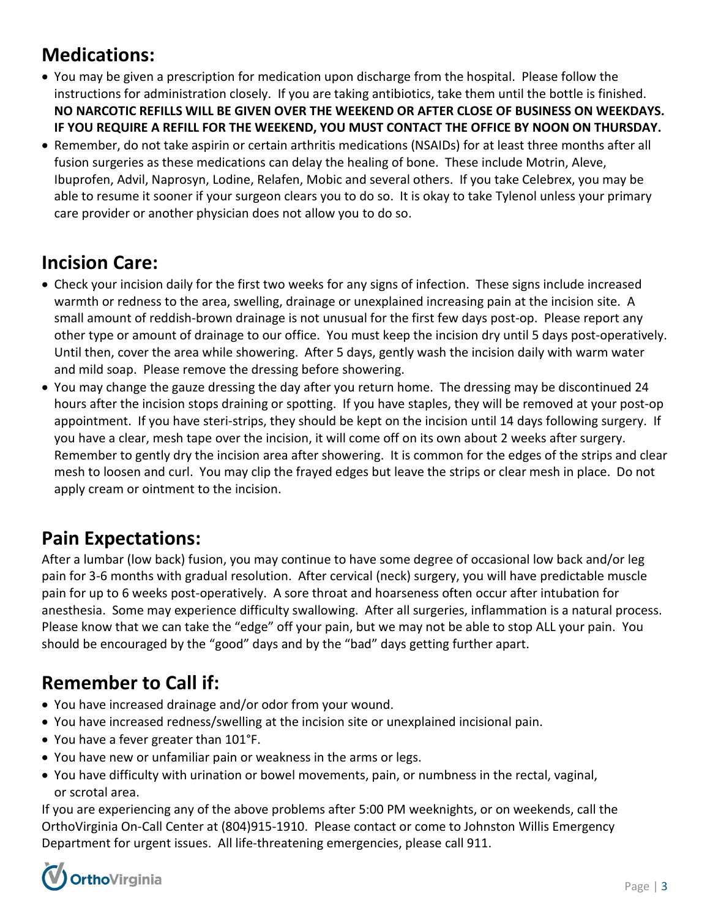## Medications:

- You may be given a prescription for medication upon discharge from the hospital. Please follow the instructions for administration closely. If you are taking antibiotics, take them until the bottle is finished. **NO NARCOTIC REFILLS WILL BE GIVEN OVER THE WEEKEND OR AFTER CLOSE OF BUSINESS ON WEEKDAYS. IF YOU REQUIRE A REFILL FOR THE WEEKEND, YOU MUST CONTACT THE OFFICE BY NOON ON THURSDAY.**
- Remember, do not take aspirin or certain arthritis medications (NSAIDs) for at least three months after all fusion surgeries as these medications can delay the healing of bone. These include Motrin, Aleve, Ibuprofen, Advil, Naprosyn, Lodine, Relafen, Mobic and several others. If you take Celebrex, you may be able to resume it sooner if your surgeon clears you to do so. It is okay to take Tylenol unless your primary care provider or another physician does not allow you to do so.

## Incision Care:

- Check your incision daily for the first two weeks for any signs of infection. These signs include increased warmth or redness to the area, swelling, drainage or unexplained increasing pain at the incision site. A small amount of reddish-brown drainage is not unusual for the first few days post-op. Please report any other type or amount of drainage to our office. You must keep the incision dry until 5 days post-operatively. Until then, cover the area while showering. After 5 days, gently wash the incision daily with warm water and mild soap. Please remove the dressing before showering.
- You may change the gauze dressing the day after you return home. The dressing may be discontinued 24 hours after the incision stops draining or spotting. If you have staples, they will be removed at your post-op appointment. If you have steri-strips, they should be kept on the incision until 14 days following surgery. If you have a clear, mesh tape over the incision, it will come off on its own about 2 weeks after surgery. Remember to gently dry the incision area after showering. It is common for the edges of the strips and clear mesh to loosen and curl. You may clip the frayed edges but leave the strips or clear mesh in place. Do not apply cream or ointment to the incision.

## Pain Expectations:

After a lumbar (low back) fusion, you may continue to have some degree of occasional low back and/or leg pain for 3-6 months with gradual resolution. After cervical (neck) surgery, you will have predictable muscle pain for up to 6 weeks post-operatively. A sore throat and hoarseness often occur after intubation for anesthesia. Some may experience difficulty swallowing. After all surgeries, inflammation is a natural process. Please know that we can take the "edge" off your pain, but we may not be able to stop ALL your pain. You should be encouraged by the "good" days and by the "bad" days getting further apart.

## Remember to Call if:

- You have increased drainage and/or odor from your wound.
- You have increased redness/swelling at the incision site or unexplained incisional pain.
- You have a fever greater than 101°F.
- You have new or unfamiliar pain or weakness in the arms or legs.
- You have difficulty with urination or bowel movements, pain, or numbness in the rectal, vaginal, or scrotal area.

If you are experiencing any of the above problems after 5:00 PM weeknights, or on weekends, call the OrthoVirginia On-Call Center at (804)915-1910. Please contact or come to Johnston Willis Emergency Department for urgent issues. All life-threatening emergencies, please call 911.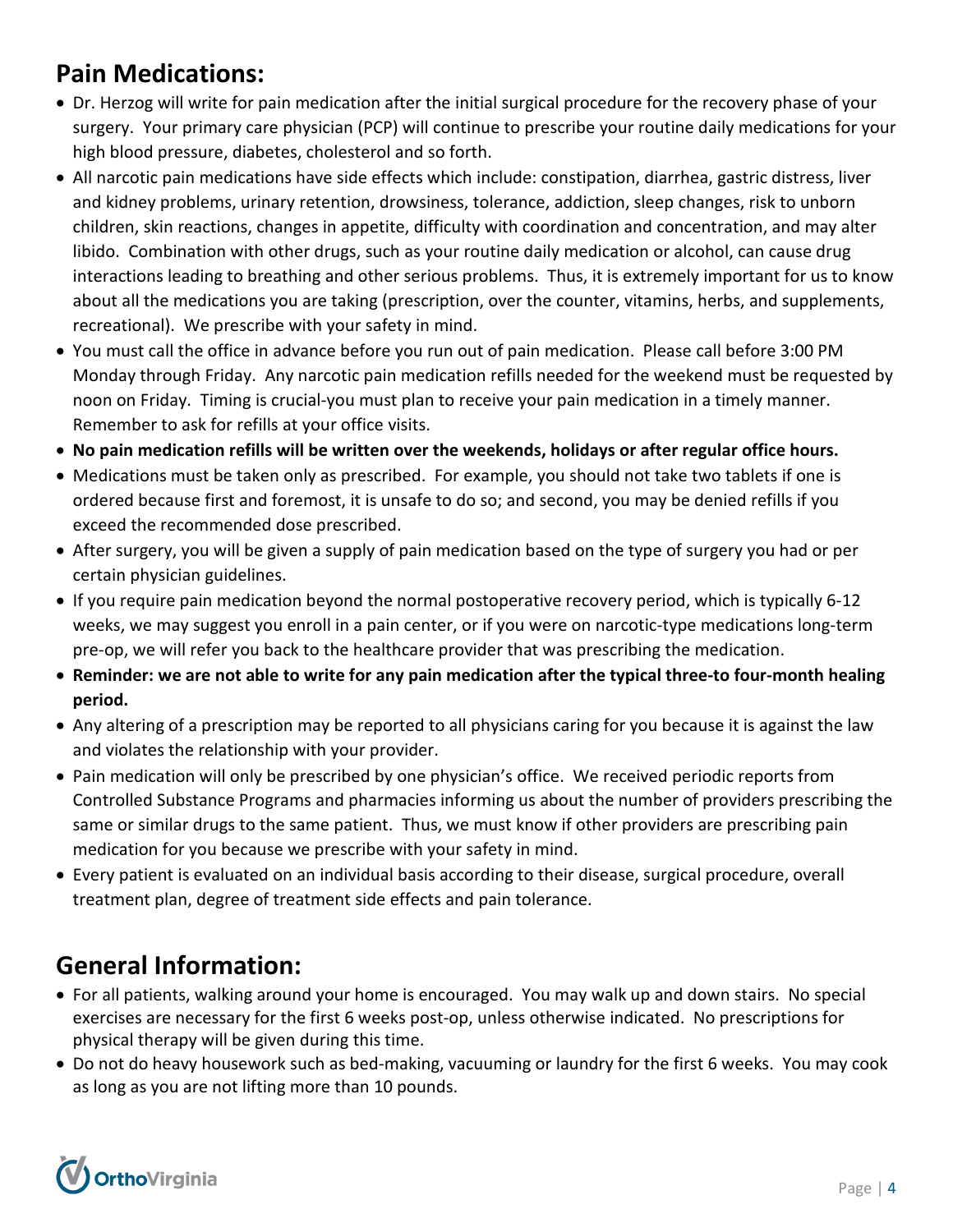## Pain Medications:

- Dr. Herzog will write for pain medication after the initial surgical procedure for the recovery phase of your surgery. Your primary care physician (PCP) will continue to prescribe your routine daily medications for your high blood pressure, diabetes, cholesterol and so forth.
- All narcotic pain medications have side effects which include: constipation, diarrhea, gastric distress, liver and kidney problems, urinary retention, drowsiness, tolerance, addiction, sleep changes, risk to unborn children, skin reactions, changes in appetite, difficulty with coordination and concentration, and may alter libido. Combination with other drugs, such as your routine daily medication or alcohol, can cause drug interactions leading to breathing and other serious problems. Thus, it is extremely important for us to know about all the medications you are taking (prescription, over the counter, vitamins, herbs, and supplements, recreational). We prescribe with your safety in mind.
- You must call the office in advance before you run out of pain medication. Please call before 3:00 PM Monday through Friday. Any narcotic pain medication refills needed for the weekend must be requested by noon on Friday. Timing is crucial-you must plan to receive your pain medication in a timely manner. Remember to ask for refills at your office visits.
- **No pain medication refills will be written over the weekends, holidays or after regular office hours.**
- Medications must be taken only as prescribed. For example, you should not take two tablets if one is ordered because first and foremost, it is unsafe to do so; and second, you may be denied refills if you exceed the recommended dose prescribed.
- After surgery, you will be given a supply of pain medication based on the type of surgery you had or per certain physician guidelines.
- If you require pain medication beyond the normal postoperative recovery period, which is typically 6-12 weeks, we may suggest you enroll in a pain center, or if you were on narcotic-type medications long-term pre-op, we will refer you back to the healthcare provider that was prescribing the medication.
- **Reminder: we are not able to write for any pain medication after the typical three-to four-month healing period.**
- Any altering of a prescription may be reported to all physicians caring for you because it is against the law and violates the relationship with your provider.
- Pain medication will only be prescribed by one physician's office. We received periodic reports from Controlled Substance Programs and pharmacies informing us about the number of providers prescribing the same or similar drugs to the same patient. Thus, we must know if other providers are prescribing pain medication for you because we prescribe with your safety in mind.
- Every patient is evaluated on an individual basis according to their disease, surgical procedure, overall treatment plan, degree of treatment side effects and pain tolerance.

## General Information:

- For all patients, walking around your home is encouraged. You may walk up and down stairs. No special exercises are necessary for the first 6 weeks post-op, unless otherwise indicated. No prescriptions for physical therapy will be given during this time.
- Do not do heavy housework such as bed-making, vacuuming or laundry for the first 6 weeks. You may cook as long as you are not lifting more than 10 pounds.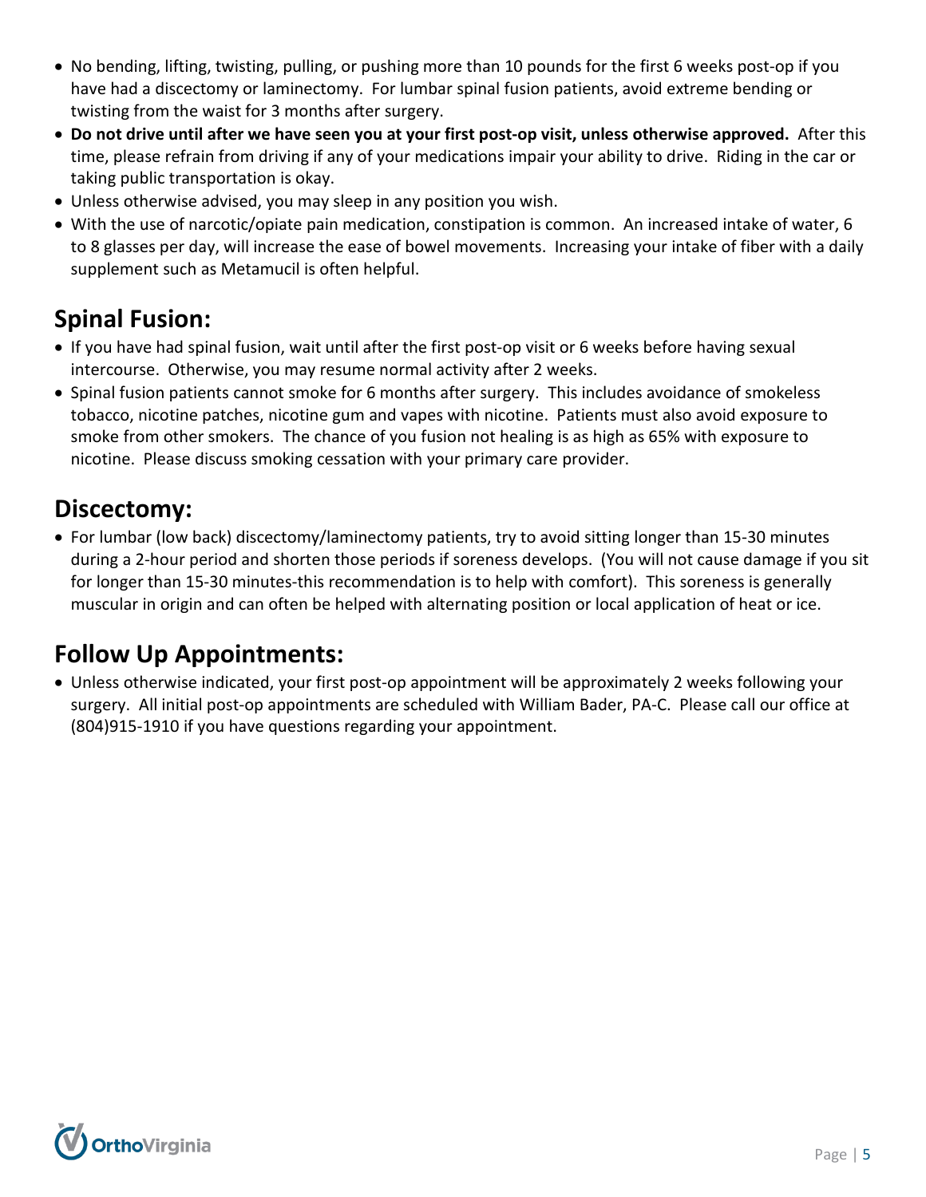- No bending, lifting, twisting, pulling, or pushing more than 10 pounds for the first 6 weeks post-op if you have had a discectomy or laminectomy. For lumbar spinal fusion patients, avoid extreme bending or twisting from the waist for 3 months after surgery.
- **Do not drive until after we have seen you at your first post-op visit, unless otherwise approved.** After this time, please refrain from driving if any of your medications impair your ability to drive. Riding in the car or taking public transportation is okay.
- Unless otherwise advised, you may sleep in any position you wish.
- With the use of narcotic/opiate pain medication, constipation is common. An increased intake of water, 6 to 8 glasses per day, will increase the ease of bowel movements. Increasing your intake of fiber with a daily supplement such as Metamucil is often helpful.

## Spinal Fusion:

- If you have had spinal fusion, wait until after the first post-op visit or 6 weeks before having sexual intercourse. Otherwise, you may resume normal activity after 2 weeks.
- Spinal fusion patients cannot smoke for 6 months after surgery. This includes avoidance of smokeless tobacco, nicotine patches, nicotine gum and vapes with nicotine. Patients must also avoid exposure to smoke from other smokers. The chance of you fusion not healing is as high as 65% with exposure to nicotine. Please discuss smoking cessation with your primary care provider.

## Discectomy:

- For lumbar (low back) discectomy/laminectomy patients, try to avoid sitting longer than 15-30 minutes during a 2-hour period and shorten those periods if soreness develops. (You will not cause damage if you sit for longer than 15-30 minutes-this recommendation is to help with comfort). This soreness is generally muscular in origin and can often be helped with alternating position or local application of heat or ice.

## Follow Up Appointments:

- Unless otherwise indicated, your first post-op appointment will be approximately 2 weeks following your surgery. All initial post-op appointments are scheduled with William Bader, PA-C. Please call our office at (804)915-1910 if you have questions regarding your appointment.